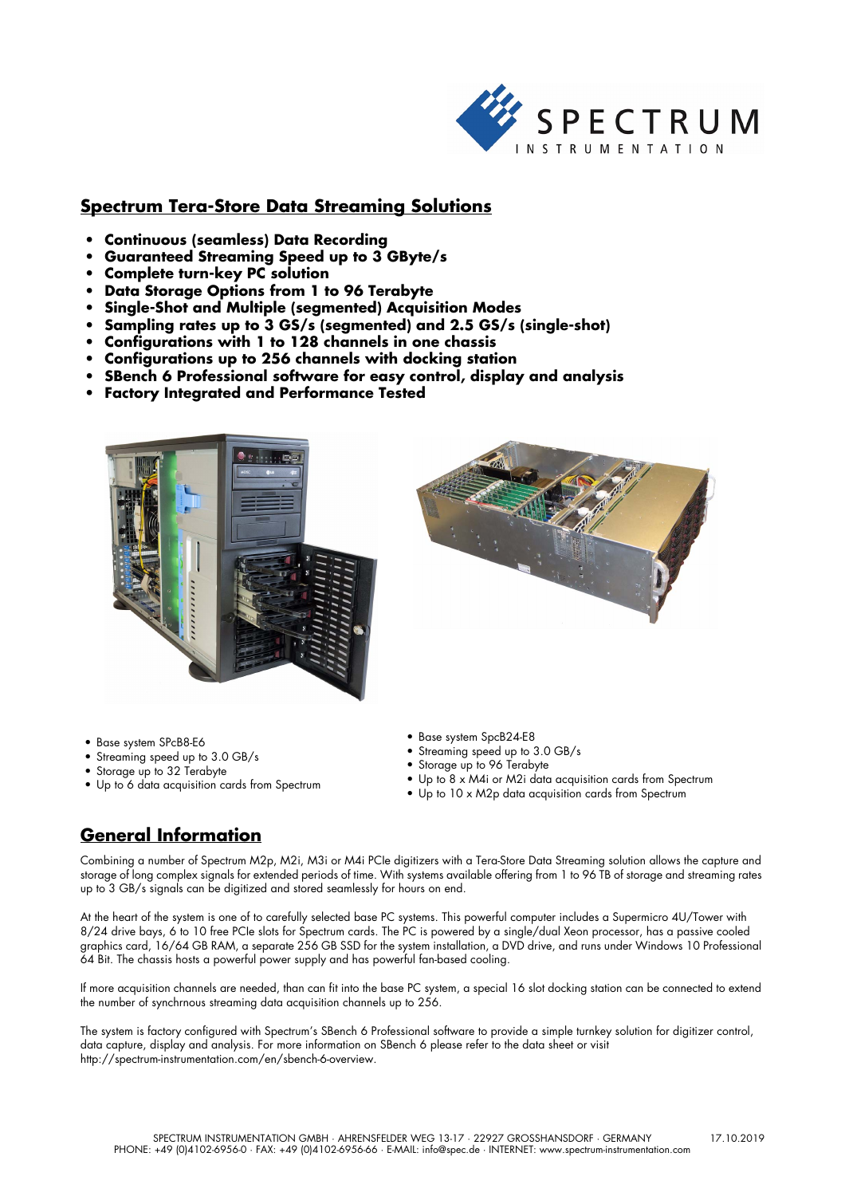## Spectrum Tera-Store Data Streaming Solutions

- **Continuous (seamless) Data Recording**
- **Guaranteed Streaming Speed up to 3 GByte/s**
- **Complete turn-key PC solution**
- **Data Storage Options from 1 to 96 Terabyte**
- **Single-Shot and Multiple (segmented) Acquisition Modes**
- **Sampling rates up to 3 GS/s (segmented) and 2.5 GS/s (single-shot)**
- **Configurations with 1 to 128 channels in one chassis**
- **Configurations up to 256 channels with docking station**
- **SBench 6 Professional software for easy control, display and analysis**
- **Factory Integrated and Performance Tested**

- Base system SPcB8-E6
- Streaming speed up to 3.0 GB/s
- Storage up to 32 Terabyte
- Up to 6 data acquisition cards from Spectrum

- Base system SpcB24-E8
- Streaming speed up to 3.0 GB/s
- Storage up to 96 Terabyte
- Up to 8 x M4i or M2i data acquisition cards from Spectrum
- Up to 10 x M2p data acquisition cards from Spectrum

## General Information

Combining a number of Spectrum M2p, M2i, M3i or M4i PCIe digitizers with a Tera-Store Data Streaming solution allows the capture and storage of long complex signals for extended periods of time. With systems available offering from 1 to 96 TB of storage and streaming rates up to 3 GB/s signals can be digitized and stored seamlessly for hours on end.

At the heart of the system is one of to carefully selected base PC systems. This powerful computer includes a Supermicro 4U/Tower with 8/24 drive bays, 6 to 10 free PCIe slots for Spectrum cards. The PC is powered by a single/dual Xeon processor, has a passive cooled graphics card, 16/64 GB RAM, a separate 256 GB SSD for the system installation, a DVD drive, and runs under Windows 10 Professional 64 Bit. The chassis hosts a powerful power supply and has powerful fan-based cooling.

If more acquisition channels are needed, than can fit into the base PC system, a special 16 slot docking station can be connected to extend the number of synchrnous streaming data acquisition channels up to 256.

The system is factory configured with Spectrum's SBench 6 Professional software to provide a simple turnkey solution for digitizer control, data capture, display and analysis. For more information on SBench 6 please refer to the data sheet or visit http://spectrum-instrumentation.com/en/sbench-6-overview.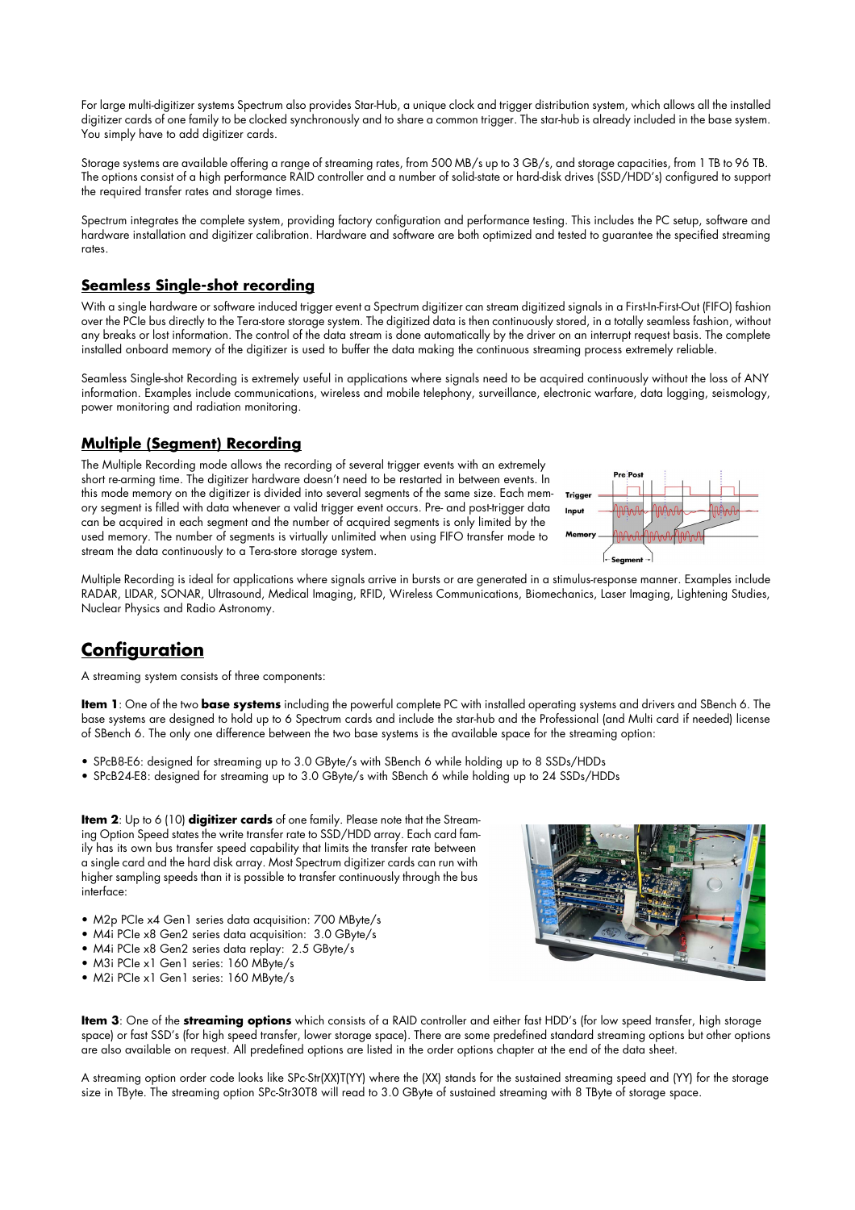For large multi-digitizer systems Spectrum also provides Star-Hub, a unique clock and trigger distribution system, which allows all the installed digitizer cards of one family to be clocked synchronously and to share a common trigger. The star-hub is already included in the base system. You simply have to add digitizer cards.

Storage systems are available offering a range of streaming rates, from 500 MB/s up to 3 GB/s, and storage capacities, from 1 TB to 96 TB. The options consist of a high performance RAID controller and a number of solid-state or hard-disk drives (SSD/HDD's) configured to support the required transfer rates and storage times.

Spectrum integrates the complete system, providing factory configuration and performance testing. This includes the PC setup, software and hardware installation and digitizer calibration. Hardware and software are both optimized and tested to guarantee the specified streaming rates.

## Seamless Single-shot recording

With a single hardware or software induced trigger event a Spectrum digitizer can stream digitized signals in a First-In-First-Out (FIFO) fashion over the PCIe bus directly to the Tera-store storage system. The digitized data is then continuously stored, in a totally seamless fashion, without any breaks or lost information. The control of the data stream is done automatically by the driver on an interrupt request basis. The complete installed onboard memory of the digitizer is used to buffer the data making the continuous streaming process extremely reliable.

Seamless Single-shot Recording is extremely useful in applications where signals need to be acquired continuously without the loss of ANY information. Examples include communications, wireless and mobile telephony, surveillance, electronic warfare, data logging, seismology, power monitoring and radiation monitoring.

## Multiple (Segment) Recording

The Multiple Recording mode allows the recording of several trigger events with an extremely short re-arming time. The digitizer hardware doesn't need to be restarted in between events. In this mode memory on the digitizer is divided into several segments of the same size. Each memory segment is filled with data whenever a valid trigger event occurs. Pre- and post-trigger data can be acquired in each segment and the number of acquired segments is only limited by the used memory. The number of segments is virtually unlimited when using FIFO transfer mode to stream the data continuously to a Tera-store storage system.

Multiple Recording is ideal for applications where signals arrive in bursts or are generated in a stimulus-response manner. Examples include RADAR, LIDAR, SONAR, Ultrasound, Medical Imaging, RFID, Wireless Communications, Biomechanics, Laser Imaging, Lightening Studies, Nuclear Physics and Radio Astronomy.

# Configuration

A streaming system consists of three components:

**Item 1**: One of the two **base systems** including the powerful complete PC with installed operating systems and drivers and SBench 6. The base systems are designed to hold up to 6 Spectrum cards and include the star-hub and the Professional (and Multi card if needed) license of SBench 6. The only one difference between the two base systems is the available space for the streaming option:

- SPcB8-E6: designed for streaming up to 3.0 GByte/s with SBench 6 while holding up to 8 SSDs/HDDs
- SPcB24-E8: designed for streaming up to 3.0 GByte/s with SBench 6 while holding up to 24 SSDs/HDDs

**Item 2**: Up to 6 (10) **digitizer cards** of one family. Please note that the Streaming Option Speed states the write transfer rate to SSD/HDD array. Each card family has its own bus transfer speed capability that limits the transfer rate between a single card and the hard disk array. Most Spectrum digitizer cards can run with higher sampling speeds than it is possible to transfer continuously through the bus interface:

- M2p PCIe x4 Gen1 series data acquisition: 700 MByte/s
- M4i PCIe x8 Gen2 series data acquisition: 3.0 GByte/s
- M4i PCIe x8 Gen2 series data replay: 2.5 GByte/s
- M3i PCIe x1 Gen1 series: 160 MByte/s
- M2i PCIe x1 Gen1 series: 160 MByte/s

**Item 3**: One of the **streaming options** which consists of a RAID controller and either fast HDD's (for low speed transfer, high storage space) or fast SSD's (for high speed transfer, lower storage space). There are some predefined standard streaming options but other options are also available on request. All predefined options are listed in the order options chapter at the end of the data sheet.

A streaming option order code looks like SPc-Str(XX)T(YY) where the (XX) stands for the sustained streaming speed and (YY) for the storage size in TByte. The streaming option SPc-Str30T8 will read to 3.0 GByte of sustained streaming with 8 TByte of storage space.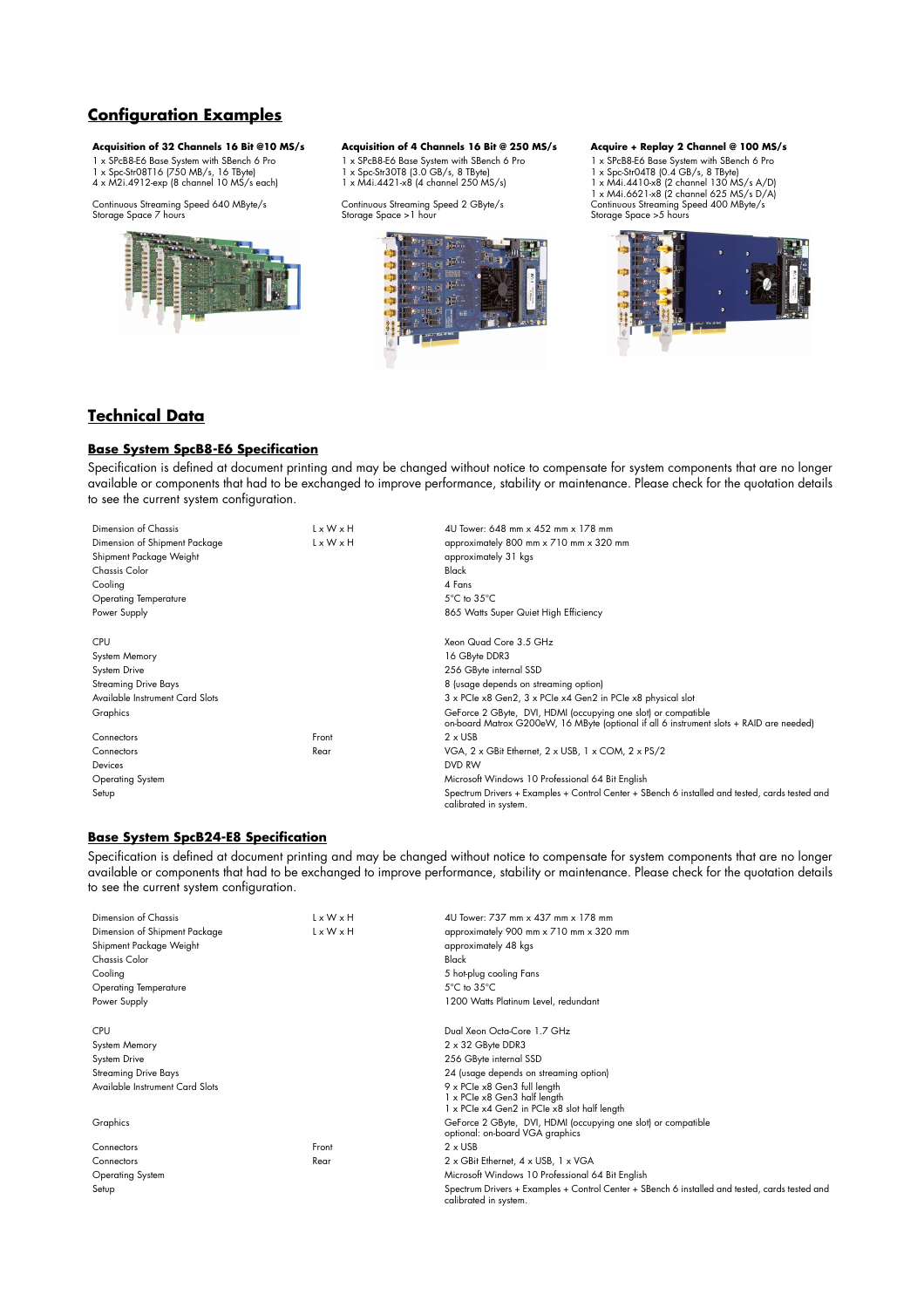## Configuration Examples

**Acquisition of 32 Channels 16 Bit @10 MS/s**
1 x SpcB8-E6 Base System with SBench 6 Pro
1 x Spc-Str08T16 (750 MB/s, 16 TByte)
4 x M2i.4912-exp (8 channel 10 MS/s each)

Continuous Streaming Speed 640 MByte/s
Storage Space 7 hours

**Acquisition of 4 Channels 16 Bit @ 250 MS/s**
1 x SpcB8-E6 Base System with SBench 6 Pro
1 x Spc-Str30T8 (3.0 GB/s, 8 TByte)
1 x M4i.4421-x8 (4 channel 250 MS/s)

Continuous Streaming Speed 2 GByte/s
Storage Space >1 hour

**Acquire + Replay 2 Channel @ 100 MS/s**
1 x SpcB8-E6 Base System with SBench 6 Pro
1 x Spc-Str04T8 (0.4 GB/s, 8 TByte)
1 x M4i.4410-x8 (2 channel 130 MS/s A/D)
1 x M4i.6621-x8 (2 channel 625 MS/s D/A)
Continuous Streaming Speed 400 MByte/s
Storage Space >5 hours

## Technical Data

### Base System SpcB8-E6 Specification

Specification is defined at document printing and may be changed without notice to compensate for system components that are no longer available or components that had to be exchanged to improve performance, stability or maintenance. Please check for the quotation details to see the current system configuration.

| | | |
|---|---|---|
| Dimension of Chassis | L x W x H | 4U Tower: 648 mm x 452 mm x 178 mm |
| Dimension of Shipment Package | L x W x H | approximately 800 mm x 710 mm x 320 mm |
| Shipment Package Weight | | approximately 31 kgs |
| Chassis Color | | Black |
| Cooling | | 4 Fans |
| Operating Temperature | | 5°C to 35°C |
| Power Supply | | 865 Watts Super Quiet High Efficiency |
| CPU | | Xeon Quad Core 3.5 GHz |
| System Memory | | 16 GByte DDR3 |
| System Drive | | 256 GByte internal SSD |
| Streaming Drive Bays | | 8 (usage depends on streaming option) |
| Available Instrument Card Slots | | 3 x PCIe x8 Gen2, 3 x PCIe x4 Gen2 in PCIe x8 physical slot |
| Graphics | | GeForce 2 GByte, DVI, HDMI (occupying one slot) or compatible<br>on-board Matrox G200eW, 16 MByte (optional if all 6 instrument slots + RAID are needed) |
| Connectors | Front | 2 x USB |
| Connectors | Rear | VGA, 2 x GBit Ethernet, 2 x USB, 1 x COM, 2 x PS/2 |
| Devices | | DVD RW |
| Operating System | | Microsoft Windows 10 Professional 64 Bit English |
| Setup | | Spectrum Drivers + Examples + Control Center + SBench 6 installed and tested, cards tested and calibrated in system. |

### Base System SpcB24-E8 Specification

Specification is defined at document printing and may be changed without notice to compensate for system components that are no longer available or components that had to be exchanged to improve performance, stability or maintenance. Please check for the quotation details to see the current system configuration.

| | | |
|---|---|---|
| Dimension of Chassis | L x W x H | 4U Tower: 737 mm x 437 mm x 178 mm |
| Dimension of Shipment Package | L x W x H | approximately 900 mm x 710 mm x 320 mm |
| Shipment Package Weight | | approximately 48 kgs |
| Chassis Color | | Black |
| Cooling | | 5 hot-plug cooling Fans |
| Operating Temperature | | 5°C to 35°C |
| Power Supply | | 1200 Watts Platinum Level, redundant |
| CPU | | Dual Xeon Octa-Core 1.7 GHz |
| System Memory | | 2 x 32 GByte DDR3 |
| System Drive | | 256 GByte internal SSD |
| Streaming Drive Bays | | 24 (usage depends on streaming option) |
| Available Instrument Card Slots | | 9 x PCIe x8 Gen3 full length<br>1 x PCIe x8 Gen3 half length<br>1 x PCIe x4 Gen2 in PCIe x8 slot half length |
| Graphics | | GeForce 2 GByte, DVI, HDMI (occupying one slot) or compatible<br>optional: on-board VGA graphics |
| Connectors | Front | 2 x USB |
| Connectors | Rear | 2 x GBit Ethernet, 4 x USB, 1 x VGA |
| Operating System | | Microsoft Windows 10 Professional 64 Bit English |
| Setup | | Spectrum Drivers + Examples + Control Center + SBench 6 installed and tested, cards tested and calibrated in system. |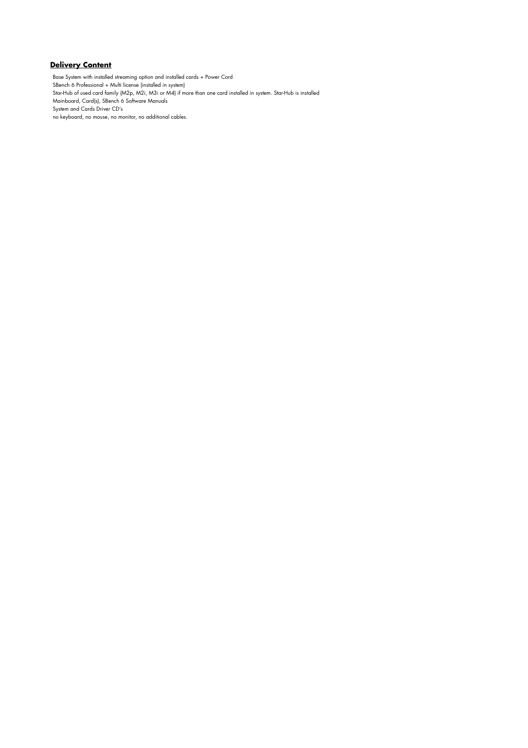## Delivery Content

Base System with installed streaming option and installed cards + Power Cord
SBench 6 Professional + Multi license (installed in system)
Star-Hub of used card family (M2p, M2i, M3i or M4) if more than one card installed in system. Star-Hub is installed
Mainboard, Card(s), SBench 6 Software Manuals
System and Cards Driver CD's
no keyboard, no mouse, no monitor, no additional cables.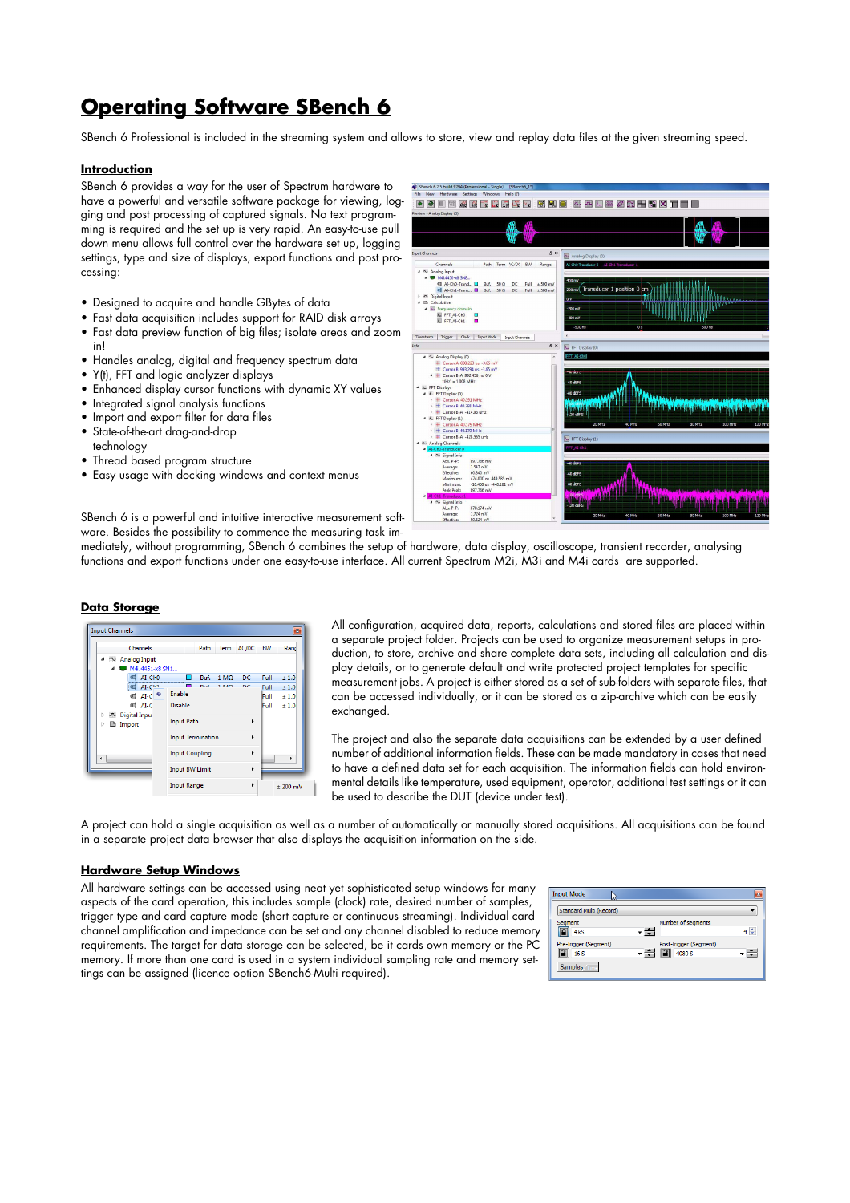# Operating Software SBench 6

SBench 6 Professional is included in the streaming system and allows to store, view and replay data files at the given streaming speed.

## Introduction

SBench 6 provides a way for the user of Spectrum hardware to have a powerful and versatile software package for viewing, logging and post processing of captured signals. No text programming is required and the set up is very rapid. An easy-to-use pull down menu allows full control over the hardware set up, logging settings, type and size of displays, export functions and post processing:

- Designed to acquire and handle GBytes of data
- Fast data acquisition includes support for RAID disk arrays
- Fast data preview function of big files; isolate areas and zoom in!
- Handles analog, digital and frequency spectrum data
- Y(t), FFT and logic analyzer displays
- Enhanced display cursor functions with dynamic XY values
- Integrated signal analysis functions
- Import and export filter for data files
- State-of-the-art drag-and-drop technology
- Thread based program structure
- Easy usage with docking windows and context menus

SBench 6 is a powerful and intuitive interactive measurement software. Besides the possibility to commence the measuring task immediately, without programming, SBench 6 combines the setup of hardware, data display, oscilloscope, transient recorder, analysing functions and export functions under one easy-to-use interface. All current Spectrum M2i, M3i and M4i cards are supported.

## Data Storage

All configuration, acquired data, reports, calculations and stored files are placed within a separate project folder. Projects can be used to organize measurement setups in production, to store, archive and share complete data sets, including all calculation and display details, or to generate default and write protected project templates for specific measurement jobs. A project is either stored as a set of sub-folders with separate files, that can be accessed individually, or it can be stored as a zip-archive which can be easily exchanged.

The project and also the separate data acquisitions can be extended by a user defined number of additional information fields. These can be made mandatory in cases that need to have a defined data set for each acquisition. The information fields can hold environmental details like temperature, used equipment, operator, additional test settings or it can be used to describe the DUT (device under test).

A project can hold a single acquisition as well as a number of automatically or manually stored acquisitions. All acquisitions can be found in a separate project data browser that also displays the acquisition information on the side.

## Hardware Setup Windows

All hardware settings can be accessed using neat yet sophisticated setup windows for many aspects of the card operation, this includes sample (clock) rate, desired number of samples, trigger type and card capture mode (short capture or continuous streaming). Individual card channel amplification and impedance can be set and any channel disabled to reduce memory requirements. The target for data storage can be selected, be it cards own memory or the PC memory. If more than one card is used in a system individual sampling rate and memory settings can be assigned (licence option SBench6-Multi required).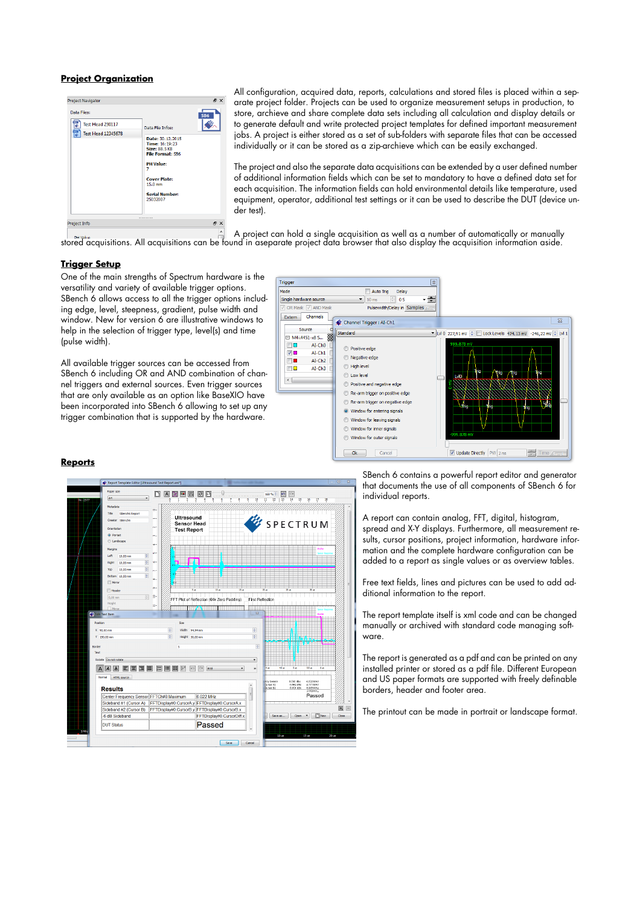## Project Organization

All configuration, acquired data, reports, calculations and stored files is placed within a separate project folder. Projects can be used to organize measurement setups in production, to store, archieve and share complete data sets including all calculation and display details or to generate default and write protected project templates for defined important measurement jobs. A project is either stored as a set of sub-folders with separate files that can be accessed individually or it can be stored as a zip-archieve which can be easily exchanged.

The project and also the separate data acquisitions can be extended by a user defined number of additional information fields which can be set to mandatory to have a defined data set for each acquisition. The information fields can hold environmental details like temperature, used equipment, operator, additional test settings or it can be used to describe the DUT (device under test).

A project can hold a single acquisition as well as a number of automatically or manually stored acquisitions. All acquisitions can be found in aseparate project data browser that also display the acquisition information aside.

## Trigger Setup

One of the main strengths of Spectrum hardware is the versatility and variety of available trigger options. SBench 6 allows access to all the trigger options including edge, level, steepness, gradient, pulse width and window. New for version 6 are illustrative windows to help in the selection of trigger type, level(s) and time (pulse width).

All available trigger sources can be accessed from SBench 6 including OR and AND combination of channel triggers and external sources. Even trigger sources that are only available as an option like BaseXIO have been incorporated into SBench 6 allowing to set up any trigger combination that is supported by the hardware.

## Reports

SBench 6 contains a powerful report editor and generator that documents the use of all components of SBench 6 for individual reports.

A report can contain analog, FFT, digital, histogram, spread and X-Y displays. Furthermore, all measurement results, cursor positions, project information, hardware information and the complete hardware configuration can be added to a report as single values or as overview tables.

Free text fields, lines and pictures can be used to add additional information to the report.

The report template itself is xml code and can be changed manually or archived with standard code managing software.

The report is generated as a pdf and can be printed on any installed printer or stored as a pdf file. Different European and US paper formats are supported with freely definable borders, header and footer area.

The printout can be made in portrait or landscape format.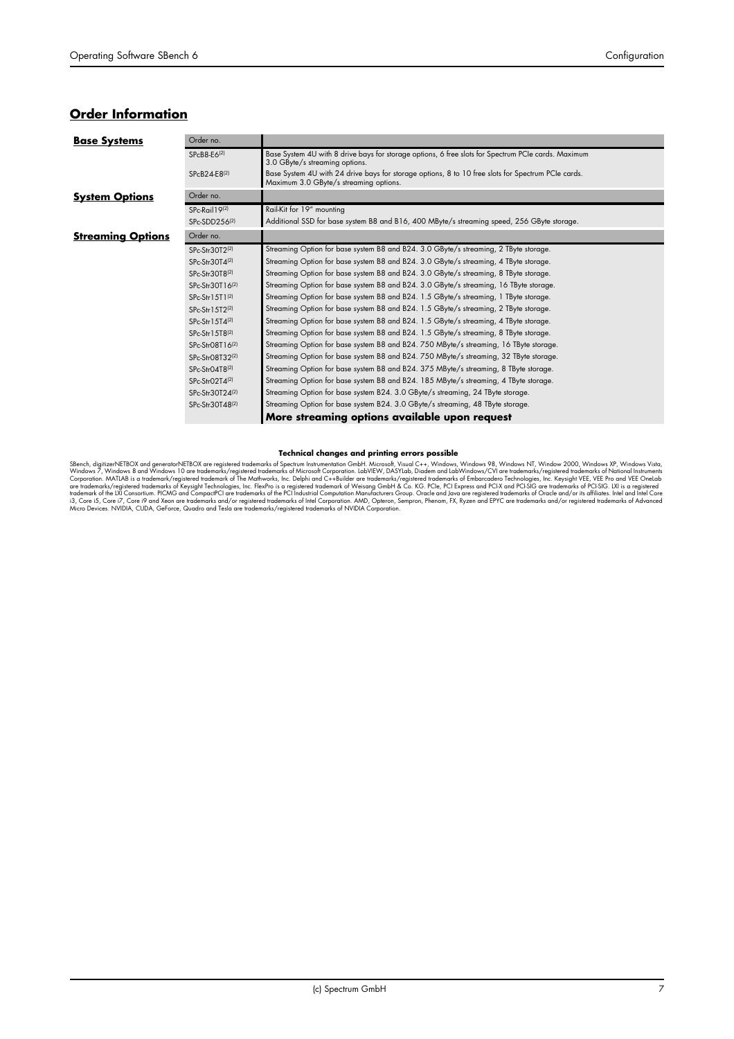## Order Information

**Base Systems**

| Order no. | |
|---|---|
| SPcB8-E6[2] | Base System 4U with 8 drive bays for storage options, 6 free slots for Spectrum PCIe cards. Maximum 3.0 GByte/s streaming options. |
| SPcB24-E8[2] | Base System 4U with 24 drive bays for storage options, 8 to 10 free slots for Spectrum PCIe cards. Maximum 3.0 GByte/s streaming options. |

**System Options**

| Order no. | |
|---|---|
| SPc-Rail19[2] | Rail-Kit for 19" mounting |
| SPc-SDD256[2] | Additional SSD for base system B8 and B16, 400 MByte/s streaming speed, 256 GByte storage. |

**Streaming Options**

| Order no. | |
|---|---|
| SPc-Str30T2[2] | Streaming Option for base system B8 and B24. 3.0 GByte/s streaming, 2 TByte storage. |
| SPc-Str30T4[2] | Streaming Option for base system B8 and B24. 3.0 GByte/s streaming, 4 TByte storage. |
| SPc-Str30T8[2] | Streaming Option for base system B8 and B24. 3.0 GByte/s streaming, 8 TByte storage. |
| SPc-Str30T16[2] | Streaming Option for base system B8 and B24. 3.0 GByte/s streaming, 16 TByte storage. |
| SPc-Str15T1[2] | Streaming Option for base system B8 and B24. 1.5 GByte/s streaming, 1 TByte storage. |
| SPc-Str15T2[2] | Streaming Option for base system B8 and B24. 1.5 GByte/s streaming, 2 TByte storage. |
| SPc-Str15T4[2] | Streaming Option for base system B8 and B24. 1.5 GByte/s streaming, 4 TByte storage. |
| SPc-Str15T8[2] | Streaming Option for base system B8 and B24. 1.5 GByte/s streaming, 8 TByte storage. |
| SPc-Str08T16[2] | Streaming Option for base system B8 and B24. 750 MByte/s streaming, 16 TByte storage. |
| SPc-Str08T32[2] | Streaming Option for base system B8 and B24. 750 MByte/s streaming, 32 TByte storage. |
| SPc-Str04T8[2] | Streaming Option for base system B8 and B24. 375 MByte/s streaming, 8 TByte storage. |
| SPc-Str02T4[2] | Streaming Option for base system B8 and B24. 185 MByte/s streaming, 4 TByte storage. |
| SPc-Str30T24[2] | Streaming Option for base system B24. 3.0 GByte/s streaming, 24 TByte storage. |
| SPc-Str30T48[2] | Streaming Option for base system B24. 3.0 GByte/s streaming, 48 TByte storage. |
| | **More streaming options available upon request** |

**Technical changes and printing errors possible**

SBench, digitizerNETBOX and generatorNETBOX are registered trademarks of Spectrum Instrumentation GmbH. Microsoft, Visual C++, Windows, Windows 98, Windows NT, Window 2000, Windows XP, Windows Vista, Windows 7, Windows 8 and Windows 10 are trademarks/registered trademarks of Microsoft Corporation. LabVIEW, DASYLab, Diadem and LabWindows/CVI are trademarks/registered trademarks of National Instruments Corporation. MATLAB is a trademark/registered trademark of The Mathworks, Inc. Delphi and C++Builder are trademarks/registered trademarks of Embarcadero Technologies, Inc. Keysight VEE, VEE Pro and VEE OneLab are trademarks/registered trademarks of Keysight Technologies, Inc. FlexPro is a registered trademark of Weisang GmbH & Co. KG. PCIe, PCI Express and PCI-X and PCI-SIG are trademarks of PCI-SIG. LXI is a registered trademark of the LXI Consortium. PICMG and CompactPCI are trademarks of the PCI Industrial Computation Manufacturers Group. Oracle and Java are registered trademarks of Oracle and/or its affiliates. Intel and Intel Core i3, Core i5, Core i7, Core i9 and Xeon are trademarks and/or registered trademarks of Intel Corporation. AMD, Opteron, Sempron, Phenom, FX, Ryzen and EPYC are trademarks and/or registered trademarks of Advanced Micro Devices. NVIDIA, CUDA, GeForce, Quadro and Tesla are trademarks/registered trademarks of NVIDIA Corporation.